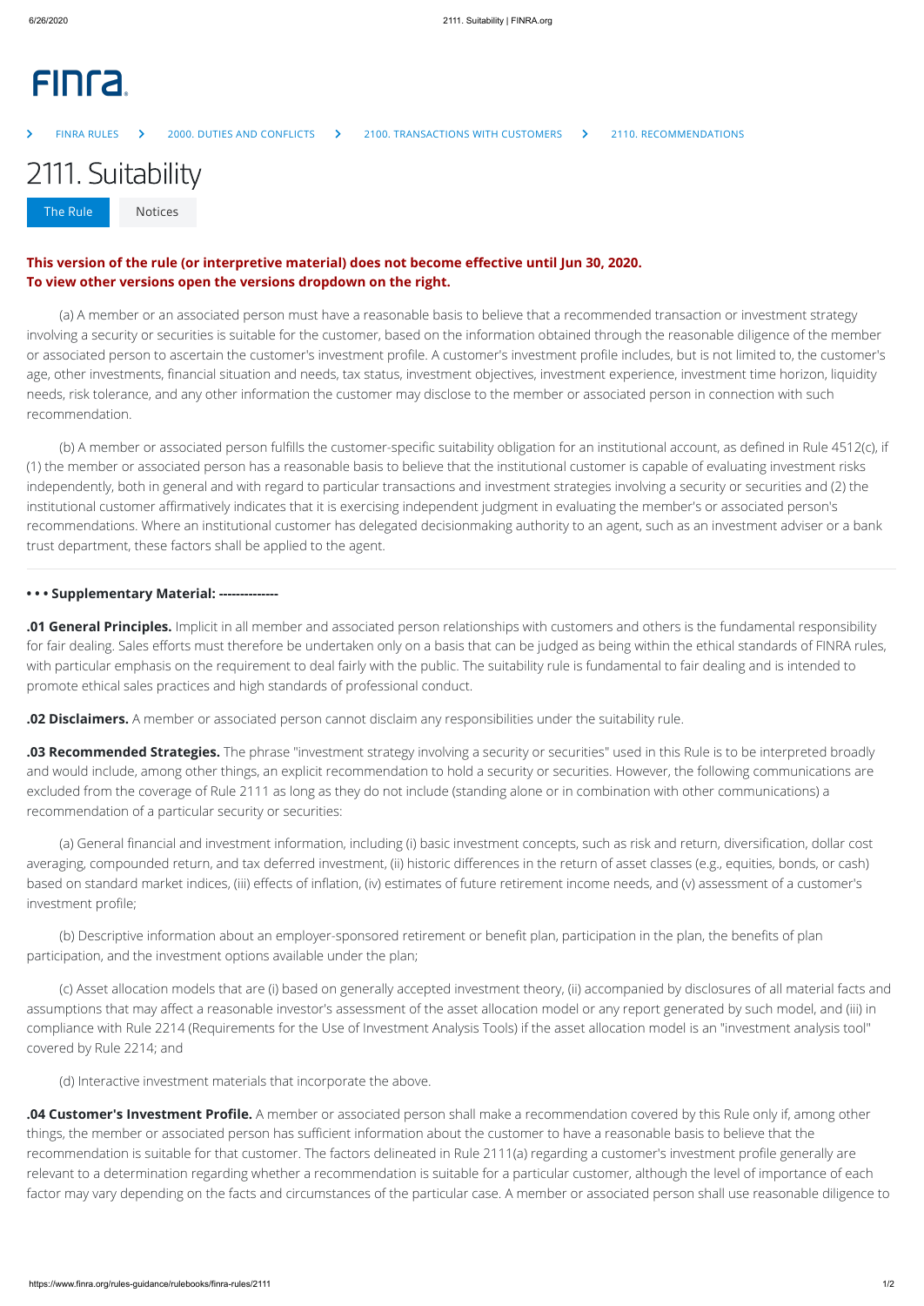FINRA

> FINRA RULES > 2000. DUTIES AND CONFLICTS > 2100. TRANSACTIONS WITH CUSTOMERS > 2110. RECOMMENDATIONS

# 2111. Suitability

The Rule | Notices

**This version of the rule (or interpretive material) does not become effective until Jun 30, 2020.**
**To view other versions open the versions dropdown on the right.**

(a) A member or an associated person must have a reasonable basis to believe that a recommended transaction or investment strategy involving a security or securities is suitable for the customer, based on the information obtained through the reasonable diligence of the member or associated person to ascertain the customer's investment profile. A customer's investment profile includes, but is not limited to, the customer's age, other investments, financial situation and needs, tax status, investment objectives, investment experience, investment time horizon, liquidity needs, risk tolerance, and any other information the customer may disclose to the member or associated person in connection with such recommendation.

(b) A member or associated person fulfills the customer-specific suitability obligation for an institutional account, as defined in Rule 4512(c), if (1) the member or associated person has a reasonable basis to believe that the institutional customer is capable of evaluating investment risks independently, both in general and with regard to particular transactions and investment strategies involving a security or securities and (2) the institutional customer affirmatively indicates that it is exercising independent judgment in evaluating the member's or associated person's recommendations. Where an institutional customer has delegated decisionmaking authority to an agent, such as an investment adviser or a bank trust department, these factors shall be applied to the agent.

---

**• • • Supplementary Material: --------------**

**.01 General Principles.** Implicit in all member and associated person relationships with customers and others is the fundamental responsibility for fair dealing. Sales efforts must therefore be undertaken only on a basis that can be judged as being within the ethical standards of FINRA rules, with particular emphasis on the requirement to deal fairly with the public. The suitability rule is fundamental to fair dealing and is intended to promote ethical sales practices and high standards of professional conduct.

**.02 Disclaimers.** A member or associated person cannot disclaim any responsibilities under the suitability rule.

**.03 Recommended Strategies.** The phrase "investment strategy involving a security or securities" used in this Rule is to be interpreted broadly and would include, among other things, an explicit recommendation to hold a security or securities. However, the following communications are excluded from the coverage of Rule 2111 as long as they do not include (standing alone or in combination with other communications) a recommendation of a particular security or securities:

(a) General financial and investment information, including (i) basic investment concepts, such as risk and return, diversification, dollar cost averaging, compounded return, and tax deferred investment, (ii) historic differences in the return of asset classes (e.g., equities, bonds, or cash) based on standard market indices, (iii) effects of inflation, (iv) estimates of future retirement income needs, and (v) assessment of a customer's investment profile;

(b) Descriptive information about an employer-sponsored retirement or benefit plan, participation in the plan, the benefits of plan participation, and the investment options available under the plan;

(c) Asset allocation models that are (i) based on generally accepted investment theory, (ii) accompanied by disclosures of all material facts and assumptions that may affect a reasonable investor's assessment of the asset allocation model or any report generated by such model, and (iii) in compliance with Rule 2214 (Requirements for the Use of Investment Analysis Tools) if the asset allocation model is an "investment analysis tool" covered by Rule 2214; and

(d) Interactive investment materials that incorporate the above.

**.04 Customer's Investment Profile.** A member or associated person shall make a recommendation covered by this Rule only if, among other things, the member or associated person has sufficient information about the customer to have a reasonable basis to believe that the recommendation is suitable for that customer. The factors delineated in Rule 2111(a) regarding a customer's investment profile generally are relevant to a determination regarding whether a recommendation is suitable for a particular customer, although the level of importance of each factor may vary depending on the facts and circumstances of the particular case. A member or associated person shall use reasonable diligence to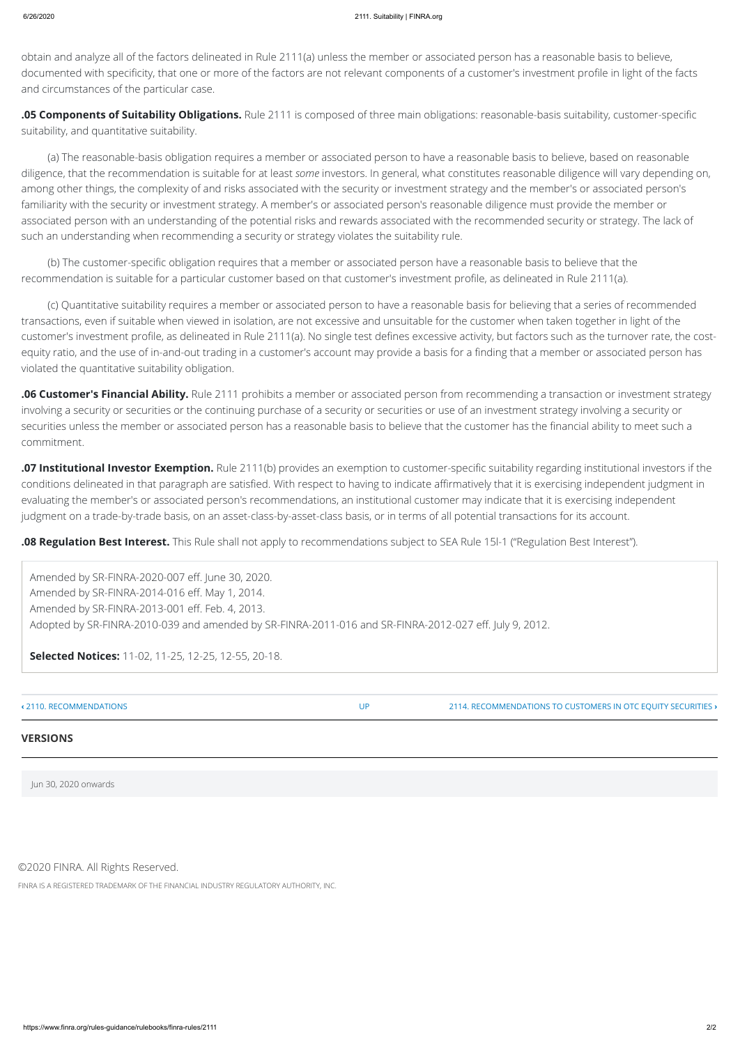obtain and analyze all of the factors delineated in Rule 2111(a) unless the member or associated person has a reasonable basis to believe, documented with specificity, that one or more of the factors are not relevant components of a customer's investment profile in light of the facts and circumstances of the particular case.

**.05 Components of Suitability Obligations.** Rule 2111 is composed of three main obligations: reasonable-basis suitability, customer-specific suitability, and quantitative suitability.

(a) The reasonable-basis obligation requires a member or associated person to have a reasonable basis to believe, based on reasonable diligence, that the recommendation is suitable for at least *some* investors. In general, what constitutes reasonable diligence will vary depending on, among other things, the complexity of and risks associated with the security or investment strategy and the member's or associated person's familiarity with the security or investment strategy. A member's or associated person's reasonable diligence must provide the member or associated person with an understanding of the potential risks and rewards associated with the recommended security or strategy. The lack of such an understanding when recommending a security or strategy violates the suitability rule.

(b) The customer-specific obligation requires that a member or associated person have a reasonable basis to believe that the recommendation is suitable for a particular customer based on that customer's investment profile, as delineated in Rule 2111(a).

(c) Quantitative suitability requires a member or associated person to have a reasonable basis for believing that a series of recommended transactions, even if suitable when viewed in isolation, are not excessive and unsuitable for the customer when taken together in light of the customer's investment profile, as delineated in Rule 2111(a). No single test defines excessive activity, but factors such as the turnover rate, the cost-equity ratio, and the use of in-and-out trading in a customer's account may provide a basis for a finding that a member or associated person has violated the quantitative suitability obligation.

**.06 Customer's Financial Ability.** Rule 2111 prohibits a member or associated person from recommending a transaction or investment strategy involving a security or securities or the continuing purchase of a security or securities or use of an investment strategy involving a security or securities unless the member or associated person has a reasonable basis to believe that the customer has the financial ability to meet such a commitment.

**.07 Institutional Investor Exemption.** Rule 2111(b) provides an exemption to customer-specific suitability regarding institutional investors if the conditions delineated in that paragraph are satisfied. With respect to having to indicate affirmatively that it is exercising independent judgment in evaluating the member's or associated person's recommendations, an institutional customer may indicate that it is exercising independent judgment on a trade-by-trade basis, on an asset-class-by-asset-class basis, or in terms of all potential transactions for its account.

**.08 Regulation Best Interest.** This Rule shall not apply to recommendations subject to SEA Rule 15l-1 ("Regulation Best Interest").

Amended by SR-FINRA-2020-007 eff. June 30, 2020.
Amended by SR-FINRA-2014-016 eff. May 1, 2014.
Amended by SR-FINRA-2013-001 eff. Feb. 4, 2013.
Adopted by SR-FINRA-2010-039 and amended by SR-FINRA-2011-016 and SR-FINRA-2012-027 eff. July 9, 2012.

**Selected Notices:** 11-02, 11-25, 12-25, 12-55, 20-18.

‹ 2110. RECOMMENDATIONS | UP | 2114. RECOMMENDATIONS TO CUSTOMERS IN OTC EQUITY SECURITIES ›

## VERSIONS

Jun 30, 2020 onwards

©2020 FINRA. All Rights Reserved.

FINRA IS A REGISTERED TRADEMARK OF THE FINANCIAL INDUSTRY REGULATORY AUTHORITY, INC.